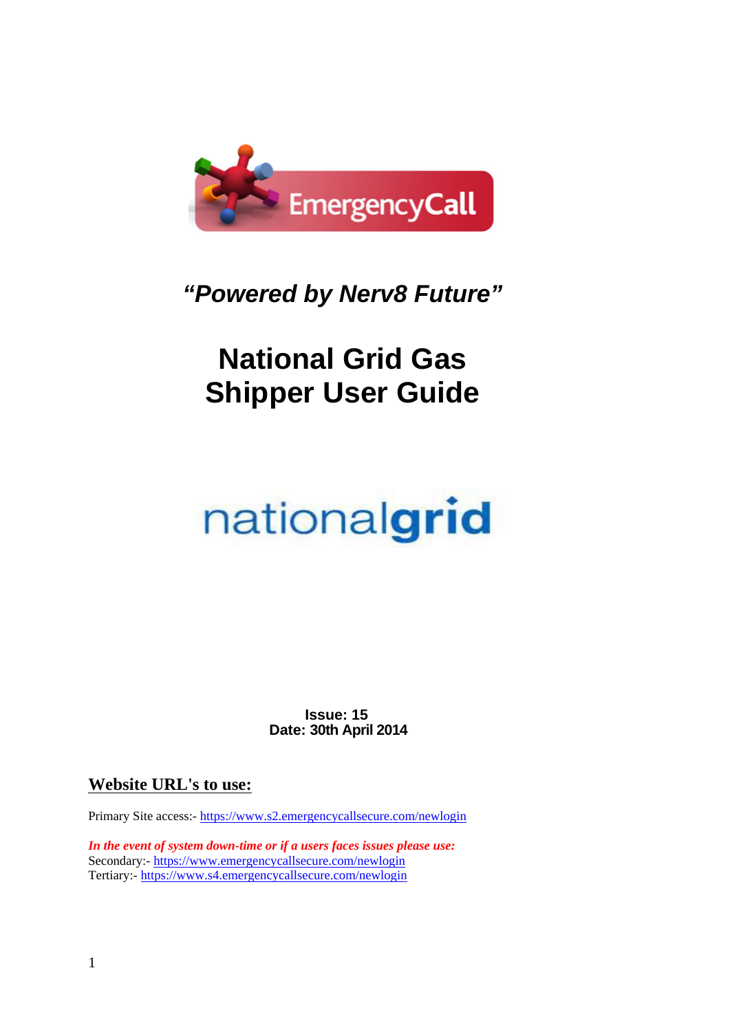EmergencyCall

***"Powered by Nerv8 Future"***

# National Grid Gas Shipper User Guide

nationalgrid

**Issue: 15**
**Date: 30th April 2014**

## Website URL's to use:

Primary Site access:- https://www.s2.emergencycallsecure.com/newlogin

***In the event of system down-time or if a users faces issues please use:***
Secondary:- https://www.emergencycallsecure.com/newlogin
Tertiary:- https://www.s4.emergencycallsecure.com/newlogin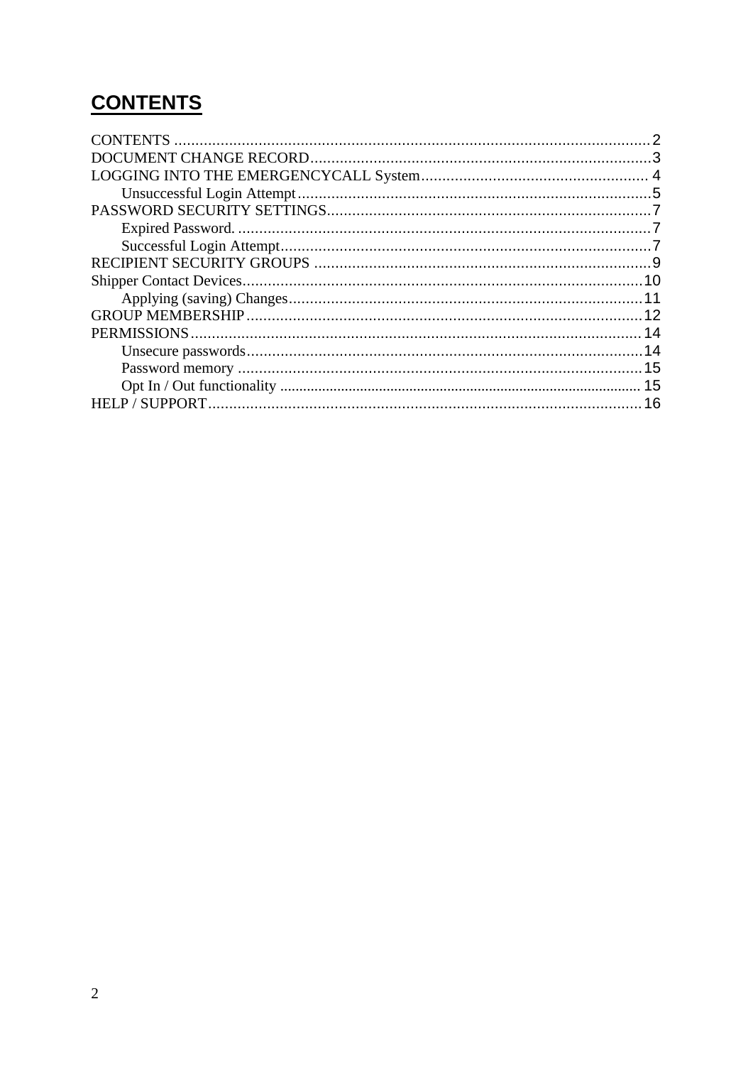# CONTENTS

CONTENTS .......... 2
DOCUMENT CHANGE RECORD .......... 3
LOGGING INTO THE EMERGENCYCALL System .......... 4
    Unsuccessful Login Attempt .......... 5
PASSWORD SECURITY SETTINGS .......... 7
    Expired Password. .......... 7
    Successful Login Attempt .......... 7
RECIPIENT SECURITY GROUPS .......... 9
Shipper Contact Devices .......... 10
    Applying (saving) Changes .......... 11
GROUP MEMBERSHIP .......... 12
PERMISSIONS .......... 14
    Unsecure passwords .......... 14
    Password memory .......... 15
    Opt In / Out functionality .......... 15
HELP / SUPPORT .......... 16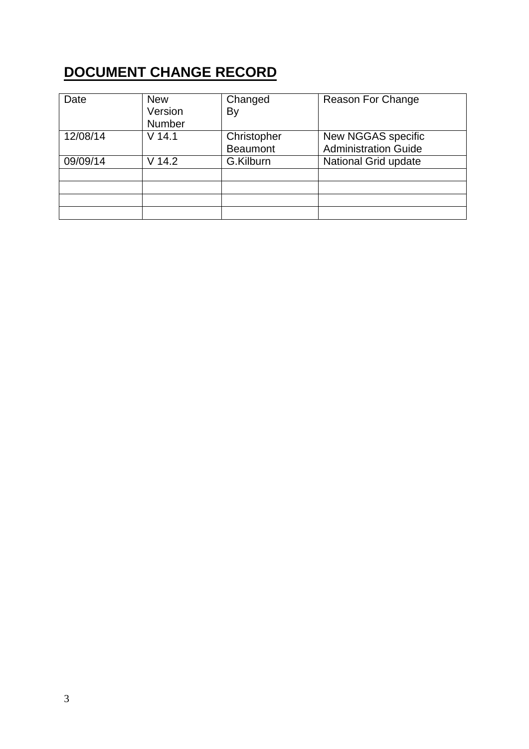# **DOCUMENT CHANGE RECORD**

| Date | New Version Number | Changed By | Reason For Change |
|---|---|---|---|
| 12/08/14 | V 14.1 | Christopher Beaumont | New NGGAS specific Administration Guide |
| 09/09/14 | V 14.2 | G.Kilburn | National Grid update |
| | | | |
| | | | |
| | | | |
| | | | |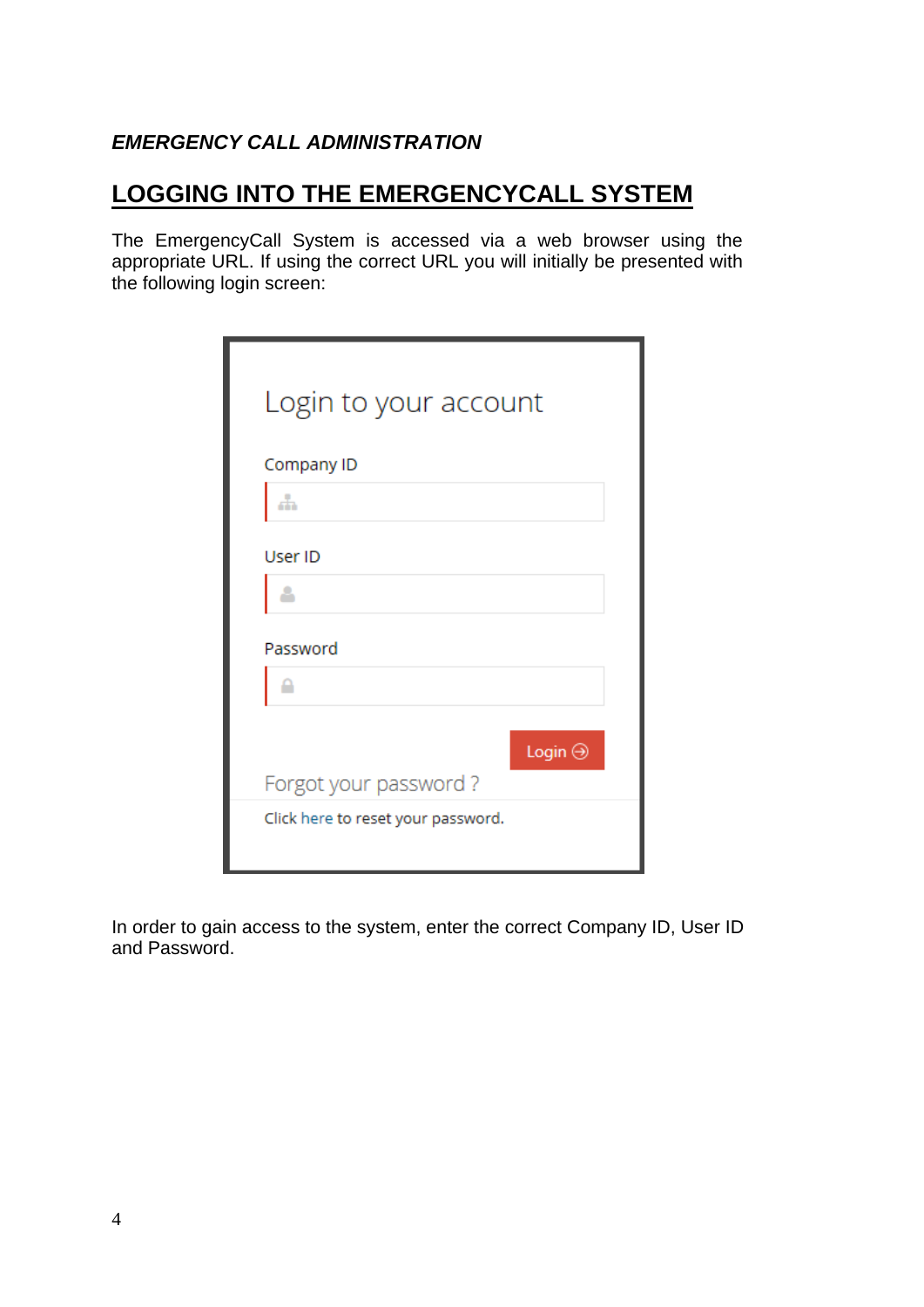## LOGGING INTO THE EMERGENCYCALL SYSTEM

The EmergencyCall System is accessed via a web browser using the appropriate URL. If using the correct URL you will initially be presented with the following login screen:

Login to your account

Company ID

User ID

Password

Login

Forgot your password ?

Click here to reset your password.

In order to gain access to the system, enter the correct Company ID, User ID and Password.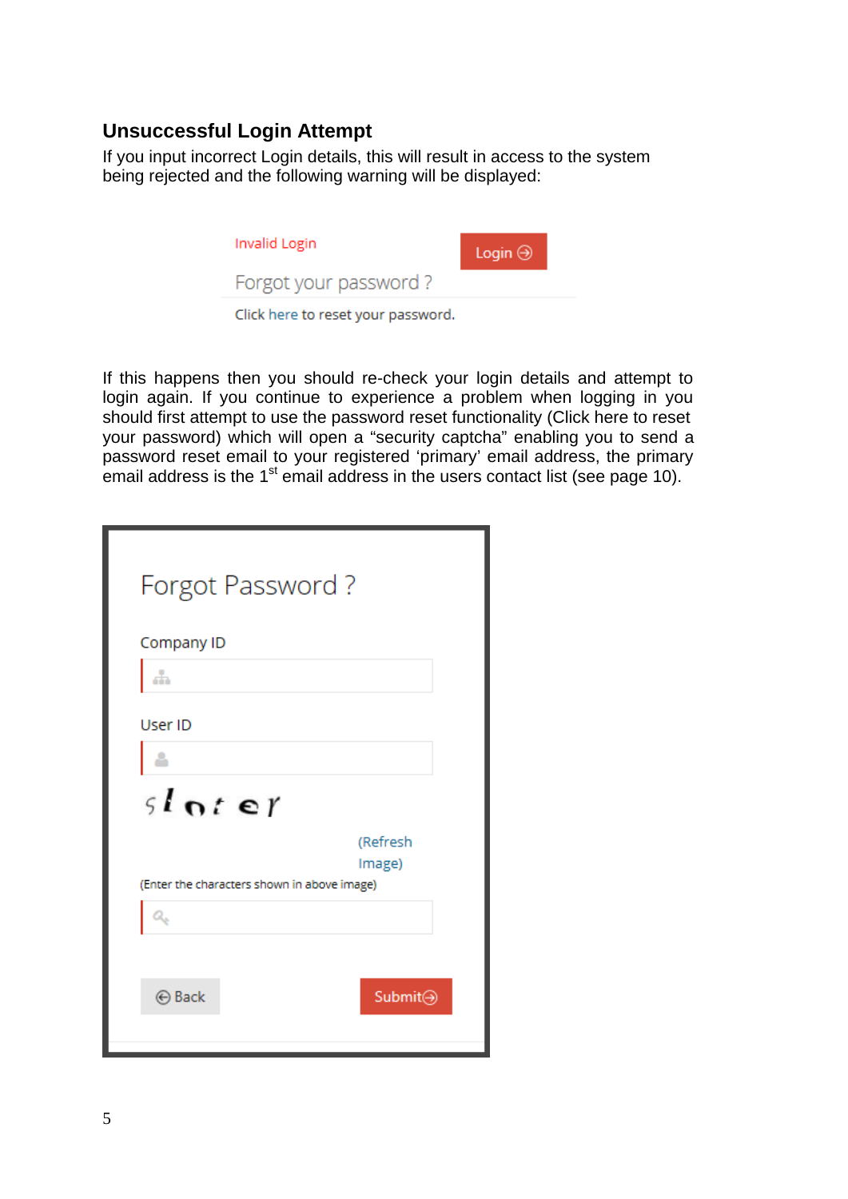### Unsuccessful Login Attempt

If you input incorrect Login details, this will result in access to the system being rejected and the following warning will be displayed:

Invalid Login

Login

Forgot your password ?

Click here to reset your password.

If this happens then you should re-check your login details and attempt to login again. If you continue to experience a problem when logging in you should first attempt to use the password reset functionality (Click here to reset your password) which will open a “security captcha” enabling you to send a password reset email to your registered ‘primary’ email address, the primary email address is the 1st email address in the users contact list (see page 10).

Forgot Password ?

Company ID

User ID

(Refresh Image)

(Enter the characters shown in above image)

Back

Submit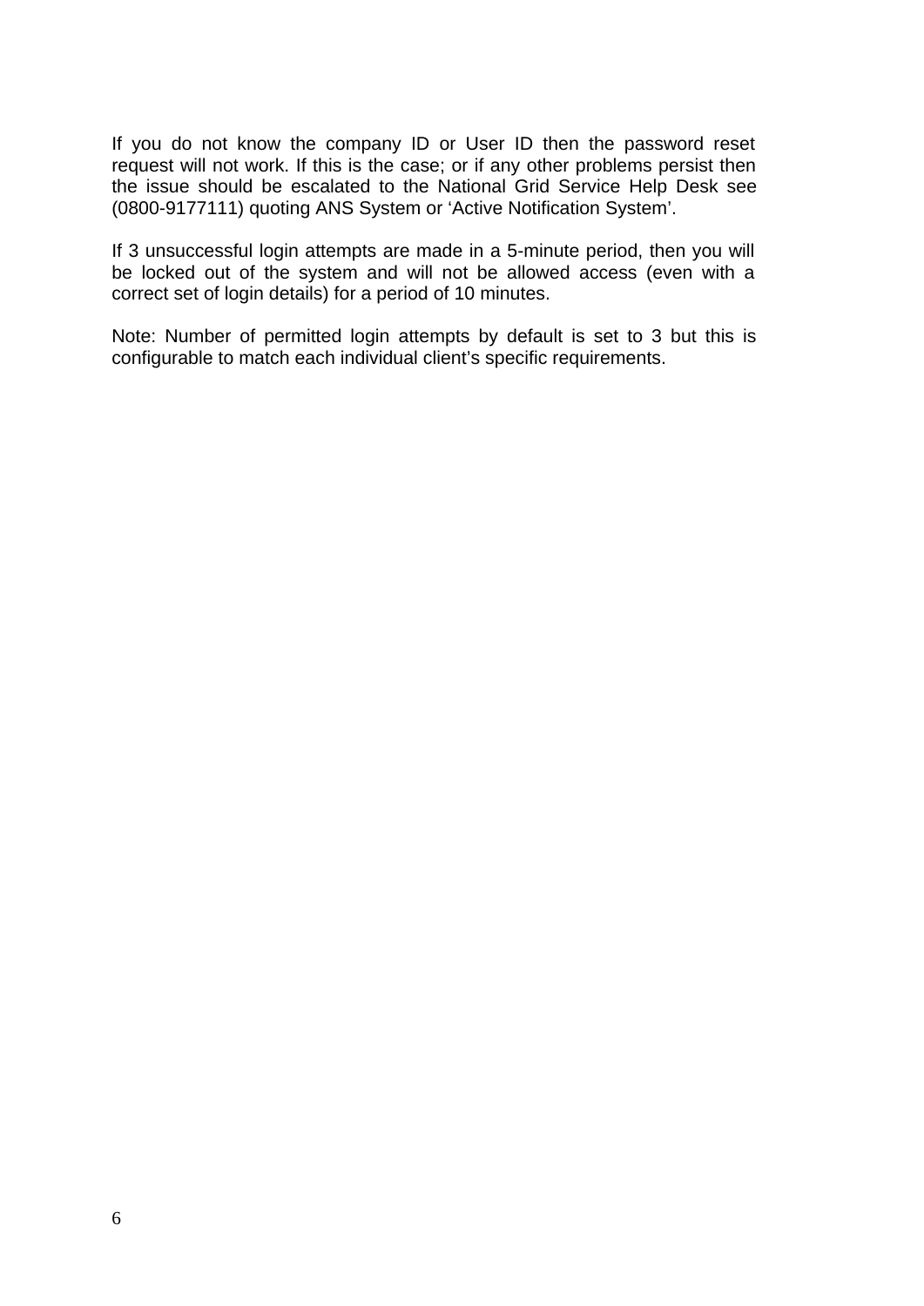If you do not know the company ID or User ID then the password reset request will not work. If this is the case; or if any other problems persist then the issue should be escalated to the National Grid Service Help Desk see (0800-9177111) quoting ANS System or 'Active Notification System'.

If 3 unsuccessful login attempts are made in a 5-minute period, then you will be locked out of the system and will not be allowed access (even with a correct set of login details) for a period of 10 minutes.

Note: Number of permitted login attempts by default is set to 3 but this is configurable to match each individual client's specific requirements.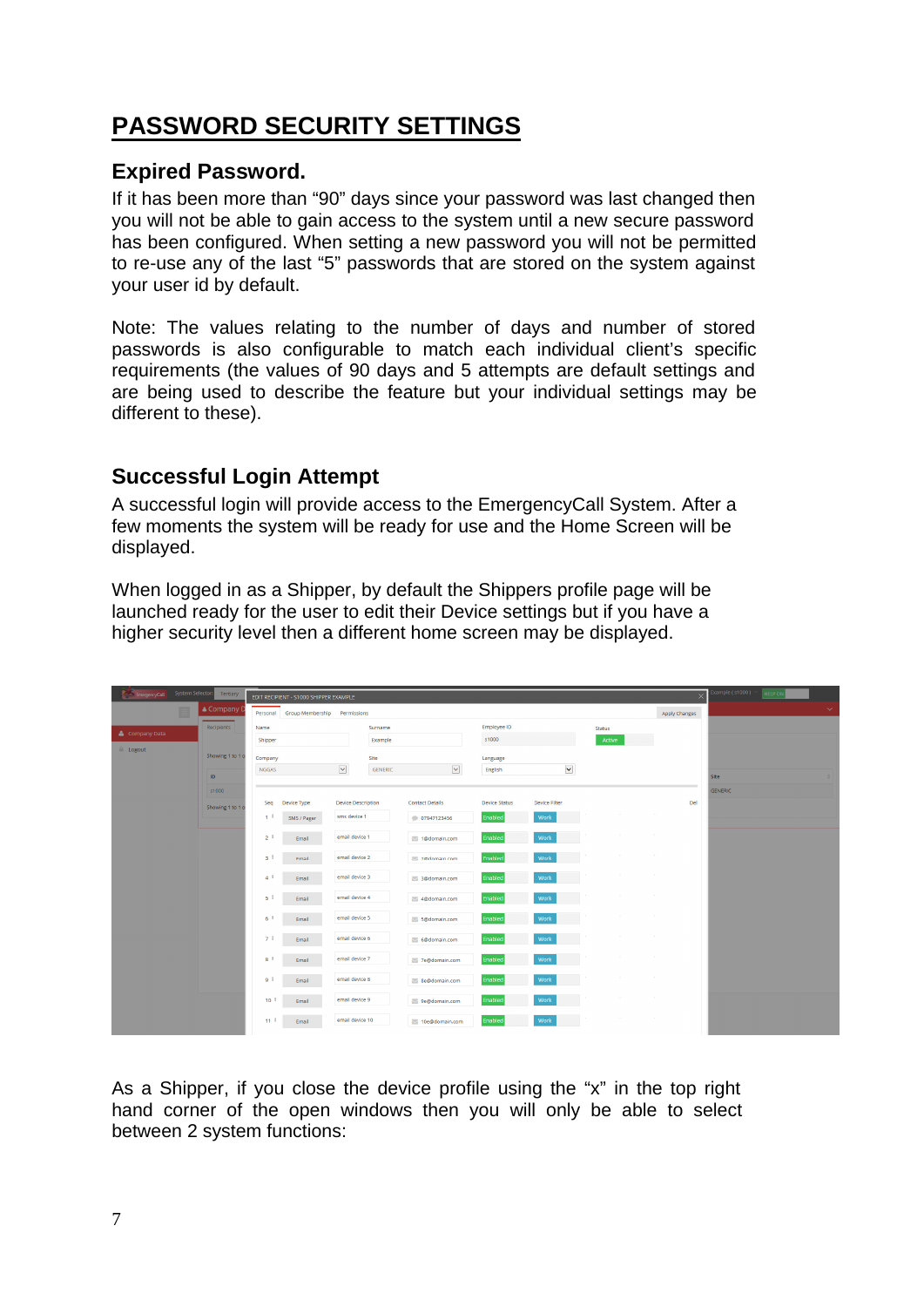# PASSWORD SECURITY SETTINGS

## Expired Password.

If it has been more than “90” days since your password was last changed then you will not be able to gain access to the system until a new secure password has been configured. When setting a new password you will not be permitted to re-use any of the last “5” passwords that are stored on the system against your user id by default.

Note: The values relating to the number of days and number of stored passwords is also configurable to match each individual client’s specific requirements (the values of 90 days and 5 attempts are default settings and are being used to describe the feature but your individual settings may be different to these).

## Successful Login Attempt

A successful login will provide access to the EmergencyCall System. After a few moments the system will be ready for use and the Home Screen will be displayed.

When logged in as a Shipper, by default the Shippers profile page will be launched ready for the user to edit their Device settings but if you have a higher security level then a different home screen may be displayed.

As a Shipper, if you close the device profile using the “x” in the top right hand corner of the open windows then you will only be able to select between 2 system functions: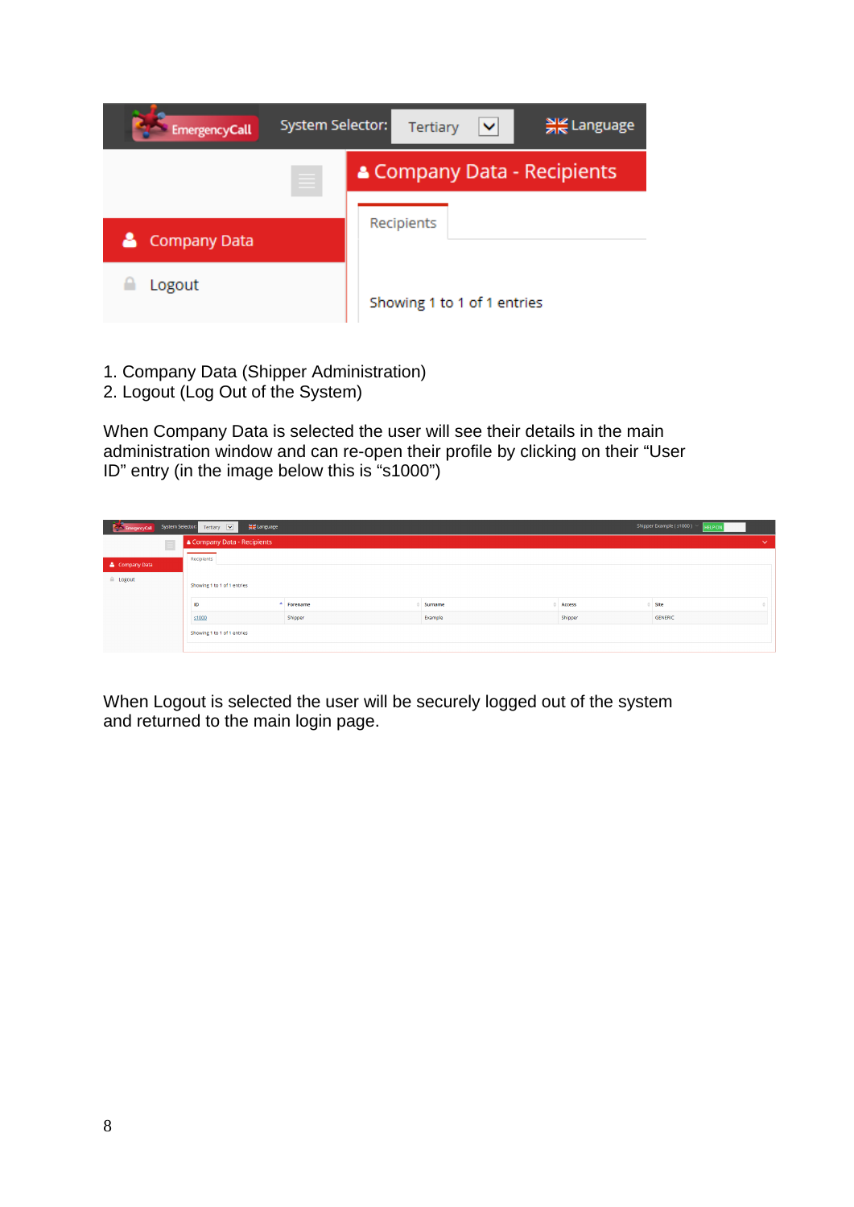1. Company Data (Shipper Administration)
2. Logout (Log Out of the System)

When Company Data is selected the user will see their details in the main administration window and can re-open their profile by clicking on their “User ID” entry (in the image below this is “s1000”)

When Logout is selected the user will be securely logged out of the system and returned to the main login page.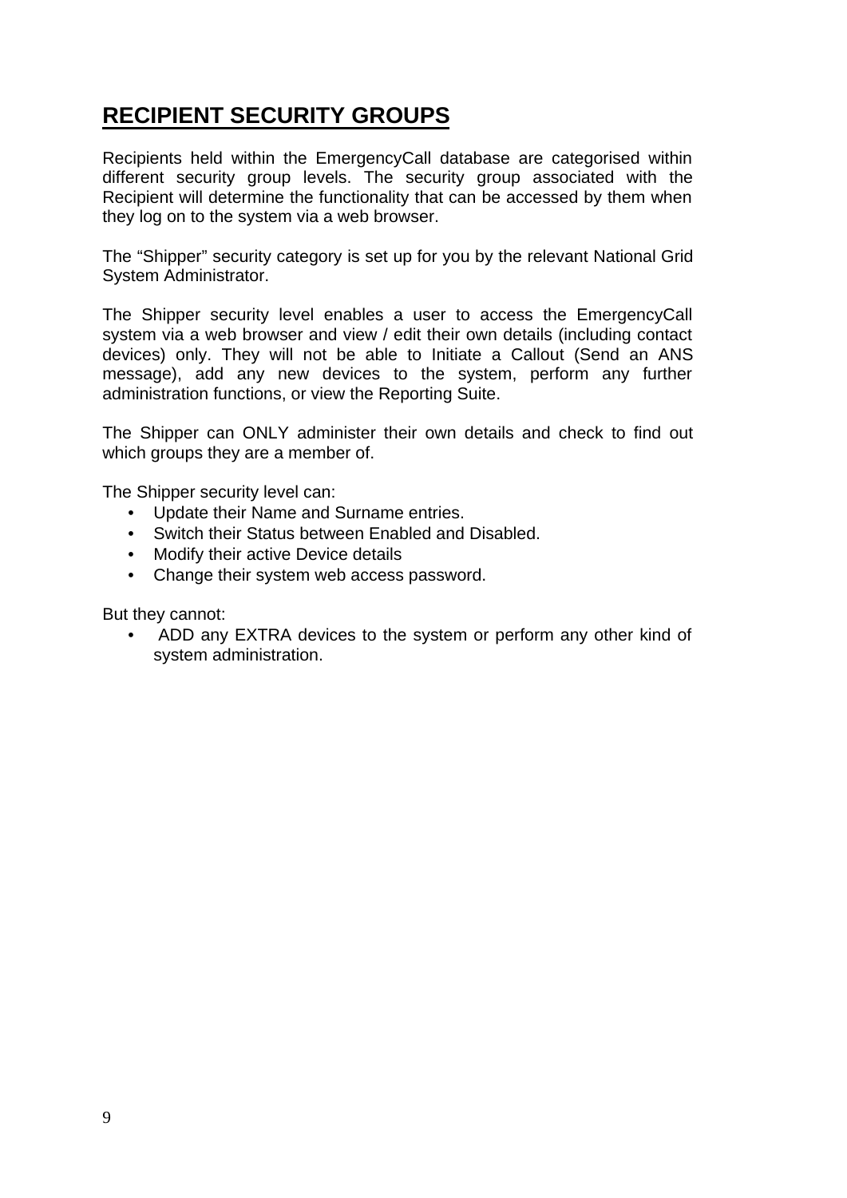# RECIPIENT SECURITY GROUPS

Recipients held within the EmergencyCall database are categorised within different security group levels. The security group associated with the Recipient will determine the functionality that can be accessed by them when they log on to the system via a web browser.

The “Shipper” security category is set up for you by the relevant National Grid System Administrator.

The Shipper security level enables a user to access the EmergencyCall system via a web browser and view / edit their own details (including contact devices) only. They will not be able to Initiate a Callout (Send an ANS message), add any new devices to the system, perform any further administration functions, or view the Reporting Suite.

The Shipper can ONLY administer their own details and check to find out which groups they are a member of.

The Shipper security level can:

- Update their Name and Surname entries.
- Switch their Status between Enabled and Disabled.
- Modify their active Device details
- Change their system web access password.

But they cannot:

- ADD any EXTRA devices to the system or perform any other kind of system administration.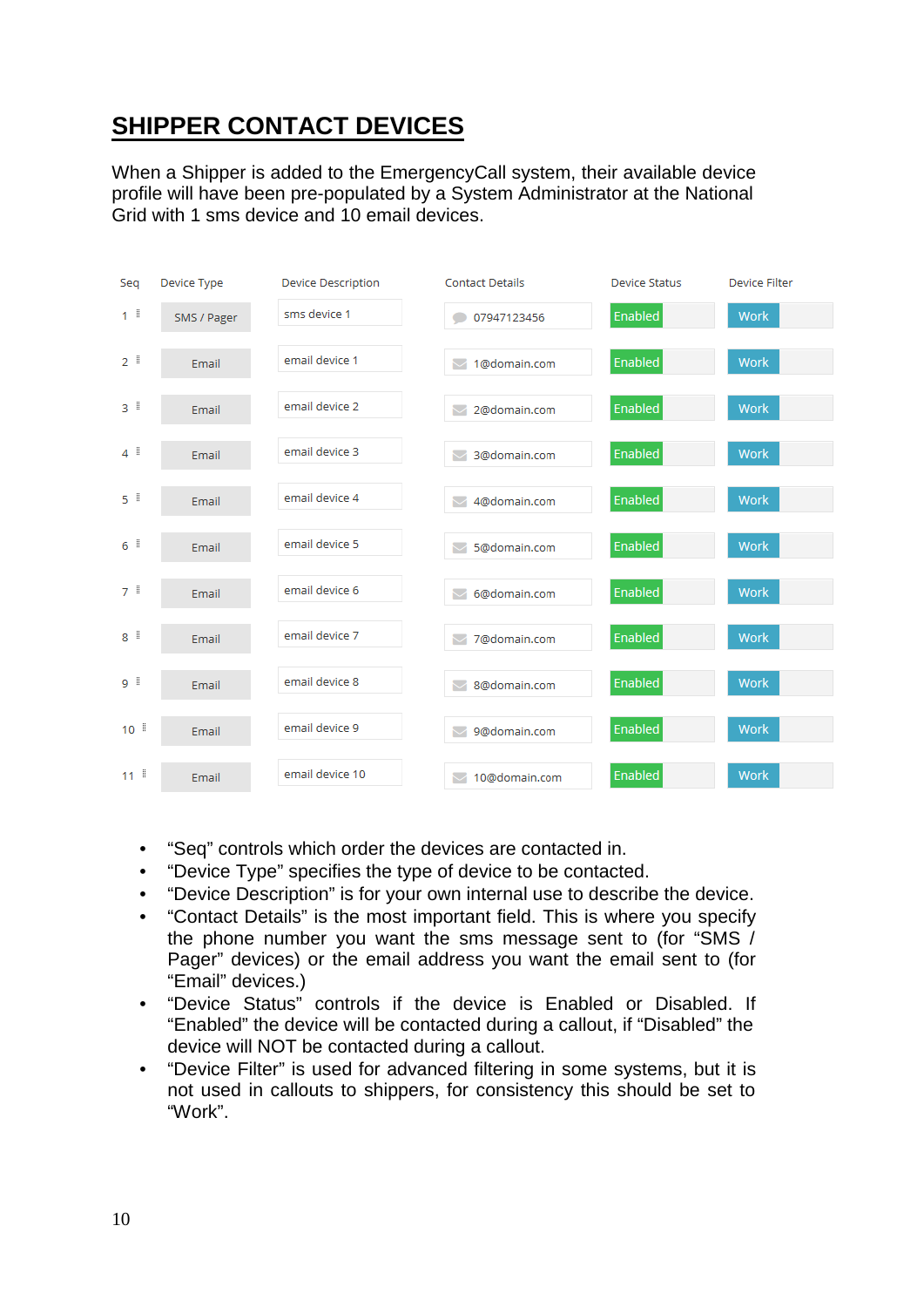## SHIPPER CONTACT DEVICES

When a Shipper is added to the EmergencyCall system, their available device profile will have been pre-populated by a System Administrator at the National Grid with 1 sms device and 10 email devices.

| Seq | Device Type | Device Description | Contact Details | Device Status | Device Filter |
|---|---|---|---|---|---|
| 1 | SMS / Pager | sms device 1 | 07947123456 | Enabled | Work |
| 2 | Email | email device 1 | 1@domain.com | Enabled | Work |
| 3 | Email | email device 2 | 2@domain.com | Enabled | Work |
| 4 | Email | email device 3 | 3@domain.com | Enabled | Work |
| 5 | Email | email device 4 | 4@domain.com | Enabled | Work |
| 6 | Email | email device 5 | 5@domain.com | Enabled | Work |
| 7 | Email | email device 6 | 6@domain.com | Enabled | Work |
| 8 | Email | email device 7 | 7@domain.com | Enabled | Work |
| 9 | Email | email device 8 | 8@domain.com | Enabled | Work |
| 10 | Email | email device 9 | 9@domain.com | Enabled | Work |
| 11 | Email | email device 10 | 10@domain.com | Enabled | Work |

- “Seq” controls which order the devices are contacted in.
- “Device Type” specifies the type of device to be contacted.
- “Device Description” is for your own internal use to describe the device.
- “Contact Details” is the most important field. This is where you specify the phone number you want the sms message sent to (for “SMS / Pager” devices) or the email address you want the email sent to (for “Email” devices.)
- “Device Status” controls if the device is Enabled or Disabled. If “Enabled” the device will be contacted during a callout, if “Disabled” the device will NOT be contacted during a callout.
- “Device Filter” is used for advanced filtering in some systems, but it is not used in callouts to shippers, for consistency this should be set to “Work”.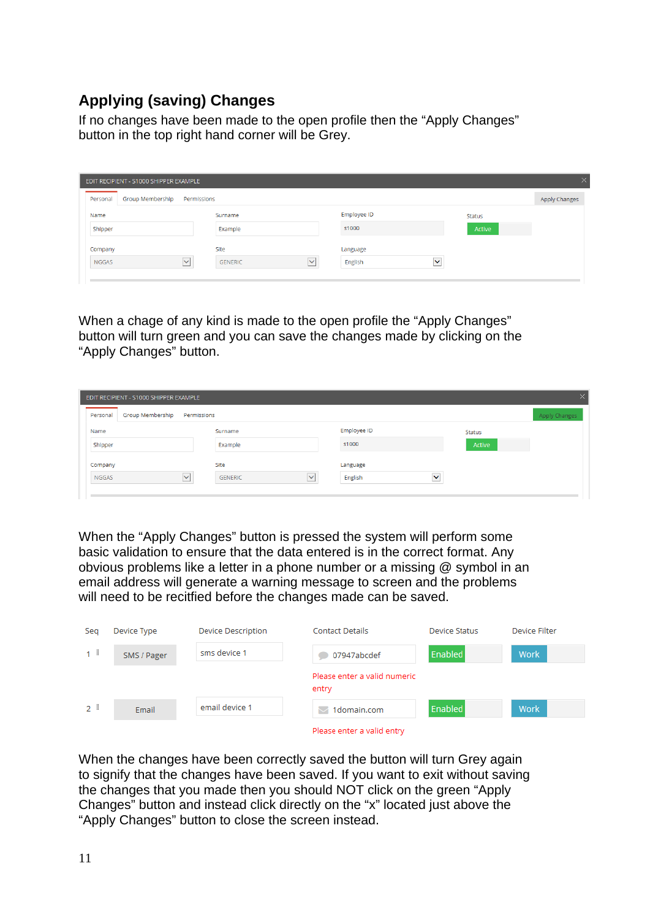## Applying (saving) Changes

If no changes have been made to the open profile then the “Apply Changes” button in the top right hand corner will be Grey.

EDIT RECIPIENT - S1000 SHIPPER EXAMPLE

Personal | Group Membership | Permissions | Apply Changes

| Name | Surname | Employee ID | Status |
|---|---|---|---|
| Shipper | Example | s1000 | Active |
| **Company** | **Site** | **Language** | |
| NGGAS | GENERIC | English | |

When a chage of any kind is made to the open profile the “Apply Changes” button will turn green and you can save the changes made by clicking on the “Apply Changes” button.

EDIT RECIPIENT - S1000 SHIPPER EXAMPLE

Personal | Group Membership | Permissions | Apply Changes

| Name | Surname | Employee ID | Status |
|---|---|---|---|
| Shipper | Example | s1000 | Active |
| **Company** | **Site** | **Language** | |
| NGGAS | GENERIC | English | |

When the “Apply Changes” button is pressed the system will perform some basic validation to ensure that the data entered is in the correct format. Any obvious problems like a letter in a phone number or a missing @ symbol in an email address will generate a warning message to screen and the problems will need to be recitfied before the changes made can be saved.

| Seq | Device Type | Device Description | Contact Details | Device Status | Device Filter |
|---|---|---|---|---|---|
| 1 | SMS / Pager | sms device 1 | 07947abcdef<br>Please enter a valid numeric entry | Enabled | Work |
| 2 | Email | email device 1 | 1domain.com<br>Please enter a valid entry | Enabled | Work |

When the changes have been correctly saved the button will turn Grey again to signify that the changes have been saved. If you want to exit without saving the changes that you made then you should NOT click on the green “Apply Changes” button and instead click directly on the “x” located just above the “Apply Changes” button to close the screen instead.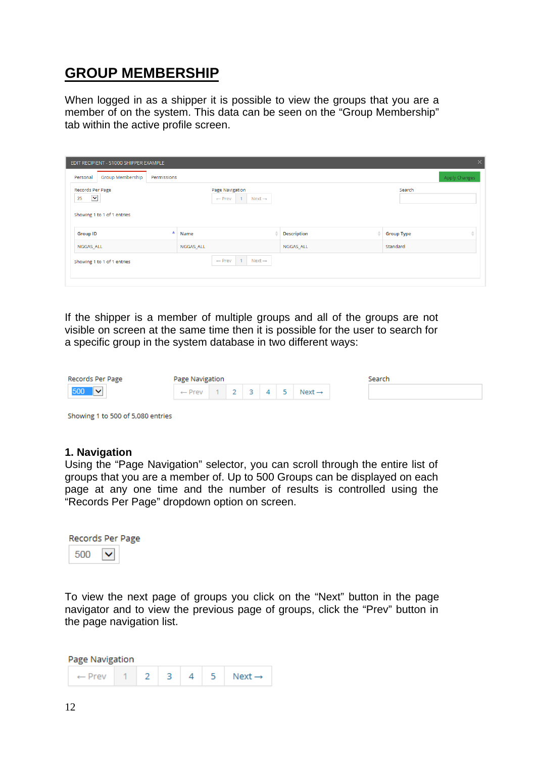# GROUP MEMBERSHIP

When logged in as a shipper it is possible to view the groups that you are a member of on the system. This data can be seen on the "Group Membership" tab within the active profile screen.

If the shipper is a member of multiple groups and all of the groups are not visible on screen at the same time then it is possible for the user to search for a specific group in the system database in two different ways:

### 1. Navigation

Using the "Page Navigation" selector, you can scroll through the entire list of groups that you are a member of. Up to 500 Groups can be displayed on each page at any one time and the number of results is controlled using the "Records Per Page" dropdown option on screen.

To view the next page of groups you click on the "Next" button in the page navigator and to view the previous page of groups, click the "Prev" button in the page navigation list.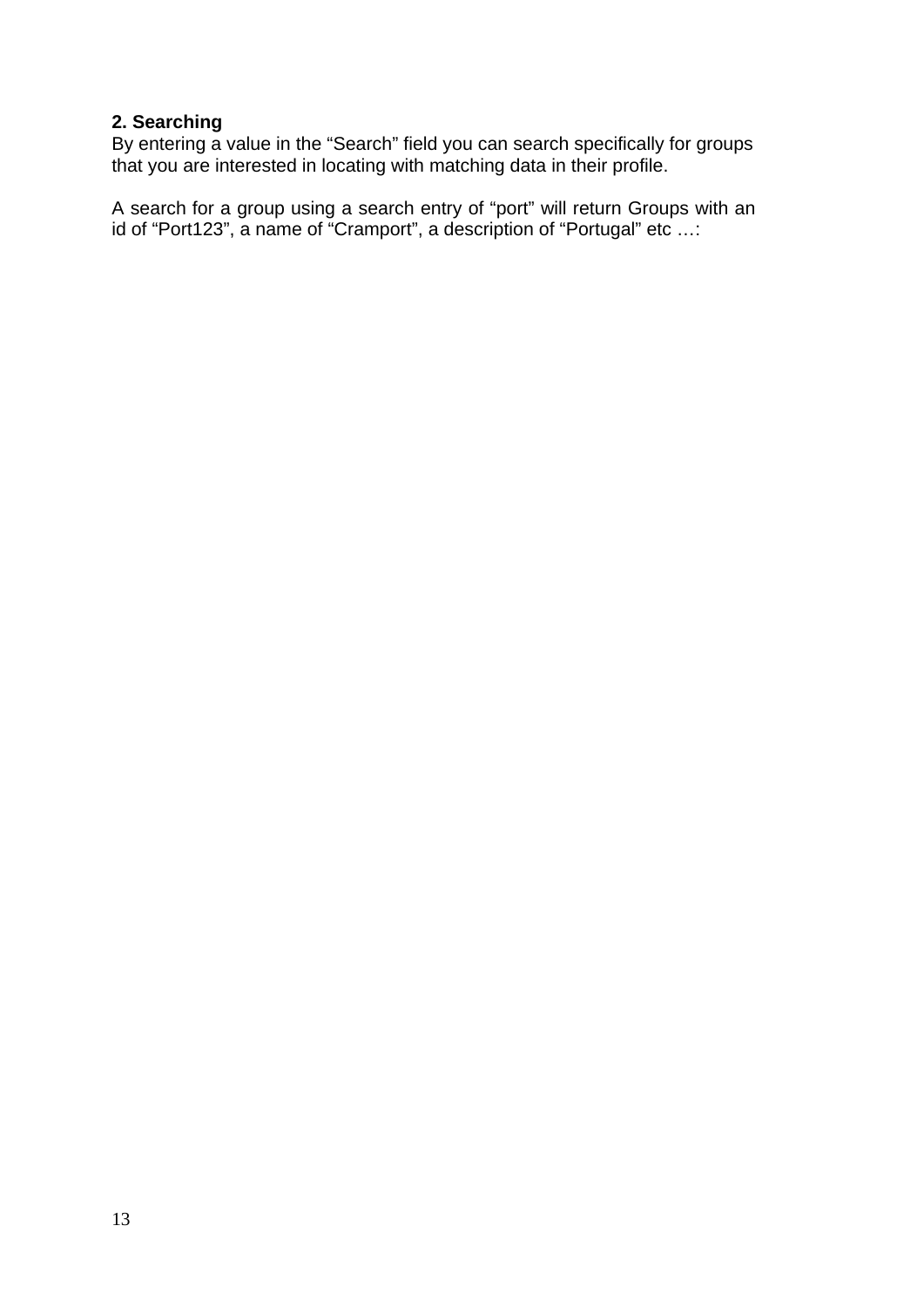**2. Searching**

By entering a value in the "Search" field you can search specifically for groups that you are interested in locating with matching data in their profile.

A search for a group using a search entry of "port" will return Groups with an id of "Port123", a name of "Cramport", a description of "Portugal" etc …: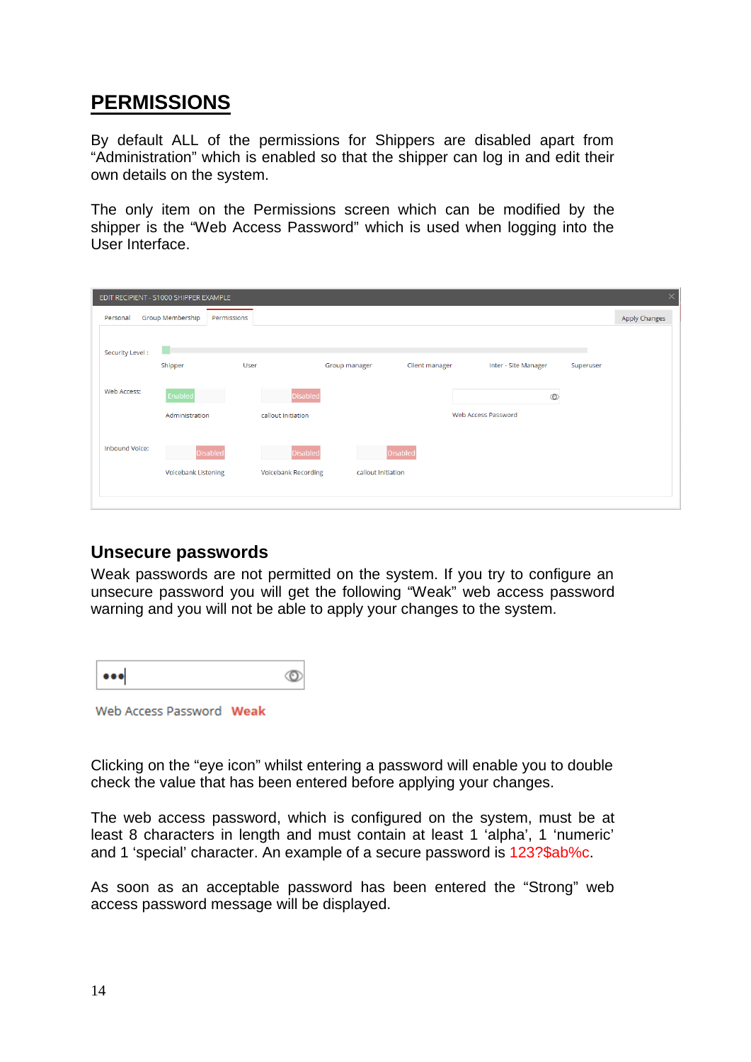# PERMISSIONS

By default ALL of the permissions for Shippers are disabled apart from "Administration" which is enabled so that the shipper can log in and edit their own details on the system.

The only item on the Permissions screen which can be modified by the shipper is the "Web Access Password" which is used when logging into the User Interface.

## Unsecure passwords

Weak passwords are not permitted on the system. If you try to configure an unsecure password you will get the following "Weak" web access password warning and you will not be able to apply your changes to the system.

Clicking on the "eye icon" whilst entering a password will enable you to double check the value that has been entered before applying your changes.

The web access password, which is configured on the system, must be at least 8 characters in length and must contain at least 1 'alpha', 1 'numeric' and 1 'special' character. An example of a secure password is 123?$ab%c.

As soon as an acceptable password has been entered the "Strong" web access password message will be displayed.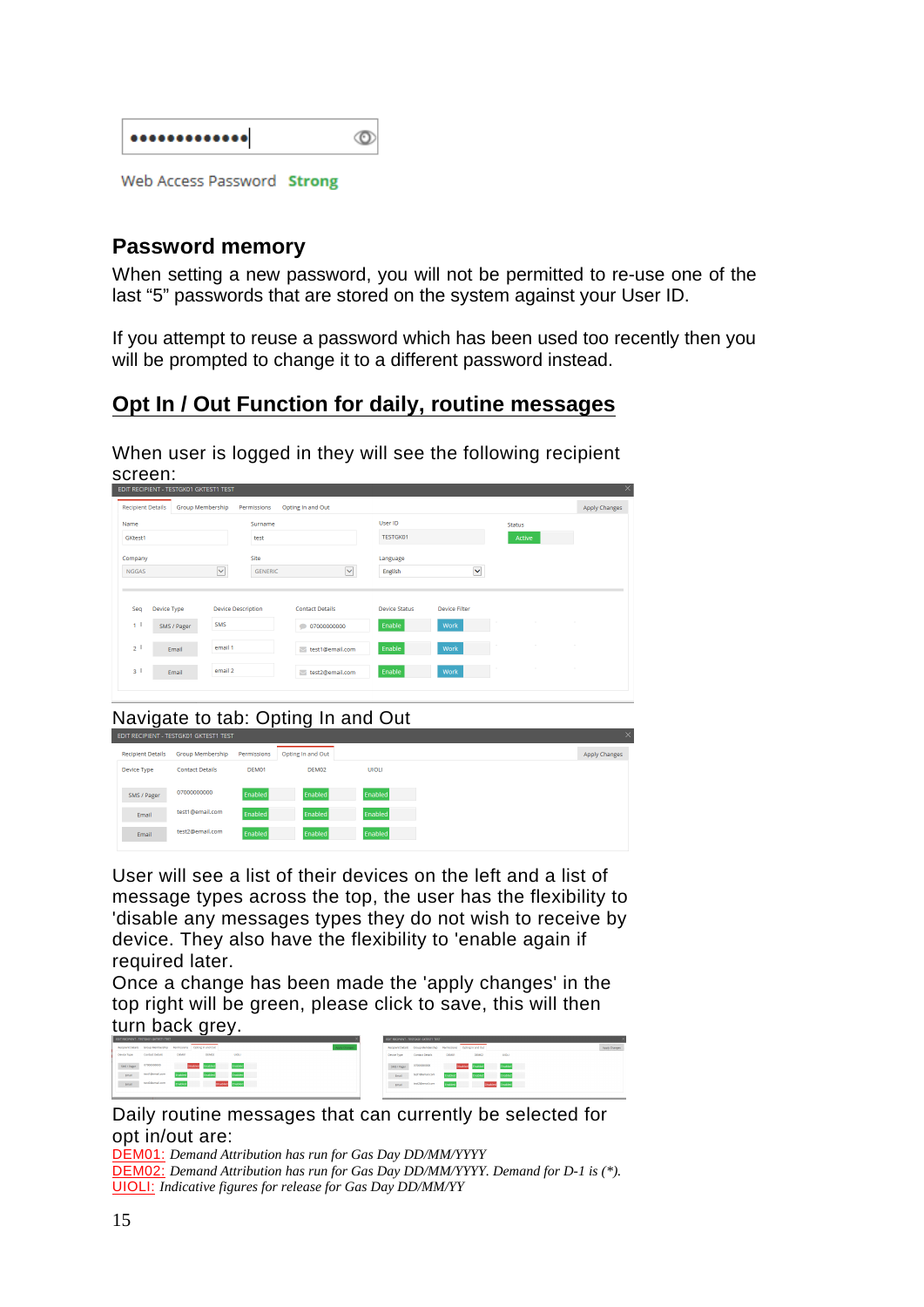Web Access Password Strong

## Password memory

When setting a new password, you will not be permitted to re-use one of the last "5" passwords that are stored on the system against your User ID.

If you attempt to reuse a password which has been used too recently then you will be prompted to change it to a different password instead.

## Opt In / Out Function for daily, routine messages

When user is logged in they will see the following recipient screen:

Navigate to tab: Opting In and Out

User will see a list of their devices on the left and a list of message types across the top, the user has the flexibility to 'disable any messages types they do not wish to receive by device. They also have the flexibility to 'enable again if required later.

Once a change has been made the 'apply changes' in the top right will be green, please click to save, this will then turn back grey.

Daily routine messages that can currently be selected for opt in/out are:

DEM01: *Demand Attribution has run for Gas Day DD/MM/YYYY*

DEM02: *Demand Attribution has run for Gas Day DD/MM/YYYY. Demand for D-1 is (*).*

UIOLI: *Indicative figures for release for Gas Day DD/MM/YY*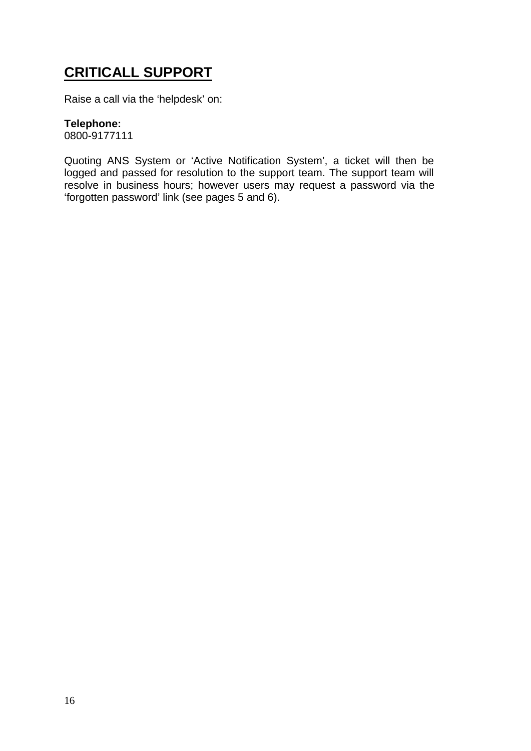# CRITICALL SUPPORT

Raise a call via the ‘helpdesk’ on:

**Telephone:**
0800-9177111

Quoting ANS System or ‘Active Notification System’, a ticket will then be logged and passed for resolution to the support team. The support team will resolve in business hours; however users may request a password via the ‘forgotten password’ link (see pages 5 and 6).